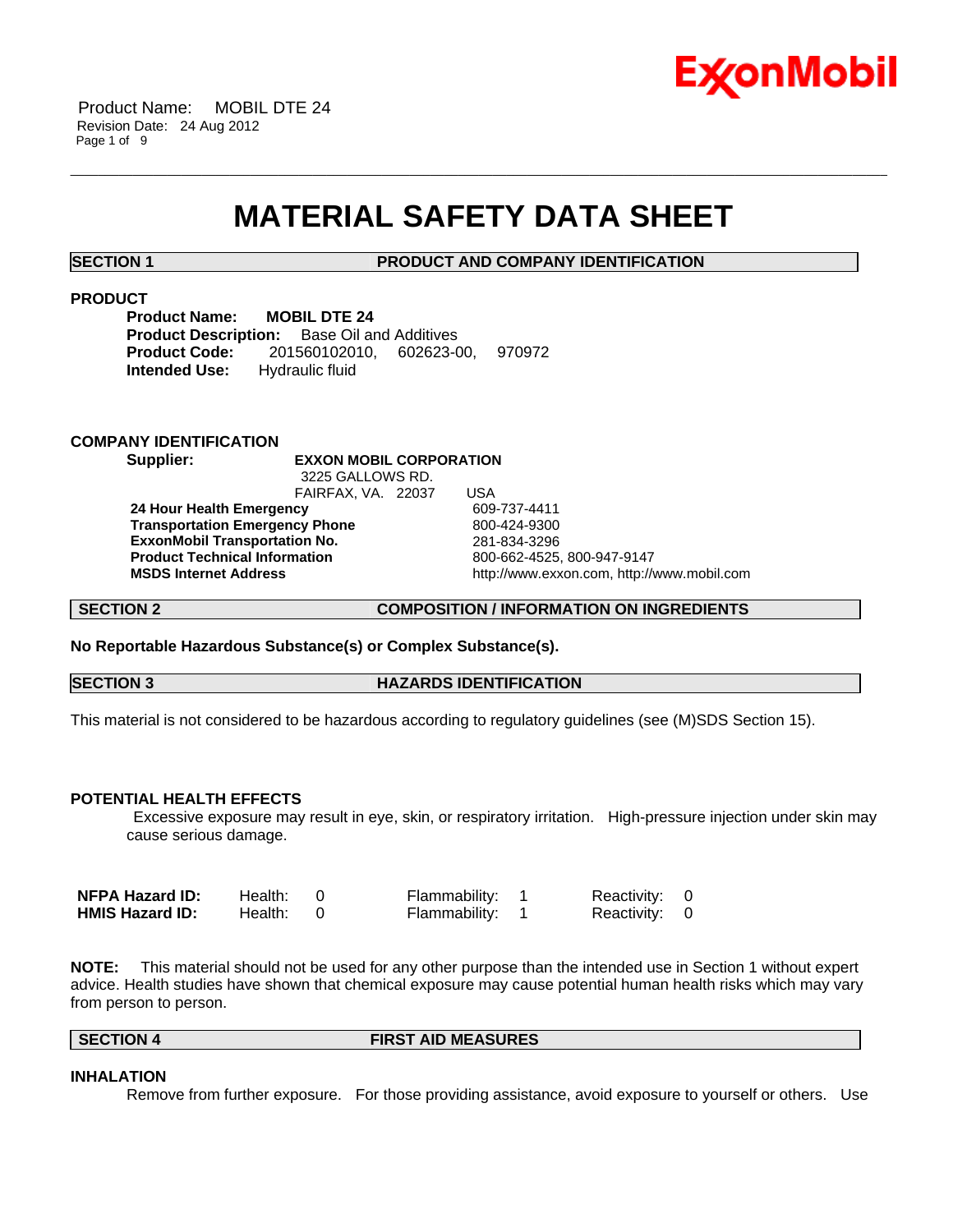# MATERIAL SAFETY DATA SHEET

## SECTION 1 PRODUCT AND COMPANY IDENTIFICATION

### PRODUCT

**Product Name:** **MOBIL DTE 24**
**Product Description:** Base Oil and Additives
**Product Code:** 201560102010, 602623-00, 970972
**Intended Use:** Hydraulic fluid

### COMPANY IDENTIFICATION

**Supplier:** **EXXON MOBIL CORPORATION**
3225 GALLOWS RD.
FAIRFAX, VA. 22037 USA

| | |
|---|---|
| **24 Hour Health Emergency** | 609-737-4411 |
| **Transportation Emergency Phone** | 800-424-9300 |
| **ExxonMobil Transportation No.** | 281-834-3296 |
| **Product Technical Information** | 800-662-4525, 800-947-9147 |
| **MSDS Internet Address** | http://www.exxon.com, http://www.mobil.com |

## SECTION 2 COMPOSITION / INFORMATION ON INGREDIENTS

**No Reportable Hazardous Substance(s) or Complex Substance(s).**

## SECTION 3 HAZARDS IDENTIFICATION

This material is not considered to be hazardous according to regulatory guidelines (see (M)SDS Section 15).

### POTENTIAL HEALTH EFFECTS

Excessive exposure may result in eye, skin, or respiratory irritation. High-pressure injection under skin may cause serious damage.

| | | | |
|---|---|---|---|
| **NFPA Hazard ID:** | Health: 0 | Flammability: 1 | Reactivity: 0 |
| **HMIS Hazard ID:** | Health: 0 | Flammability: 1 | Reactivity: 0 |

**NOTE:** This material should not be used for any other purpose than the intended use in Section 1 without expert advice. Health studies have shown that chemical exposure may cause potential human health risks which may vary from person to person.

## SECTION 4 FIRST AID MEASURES

### INHALATION

Remove from further exposure. For those providing assistance, avoid exposure to yourself or others. Use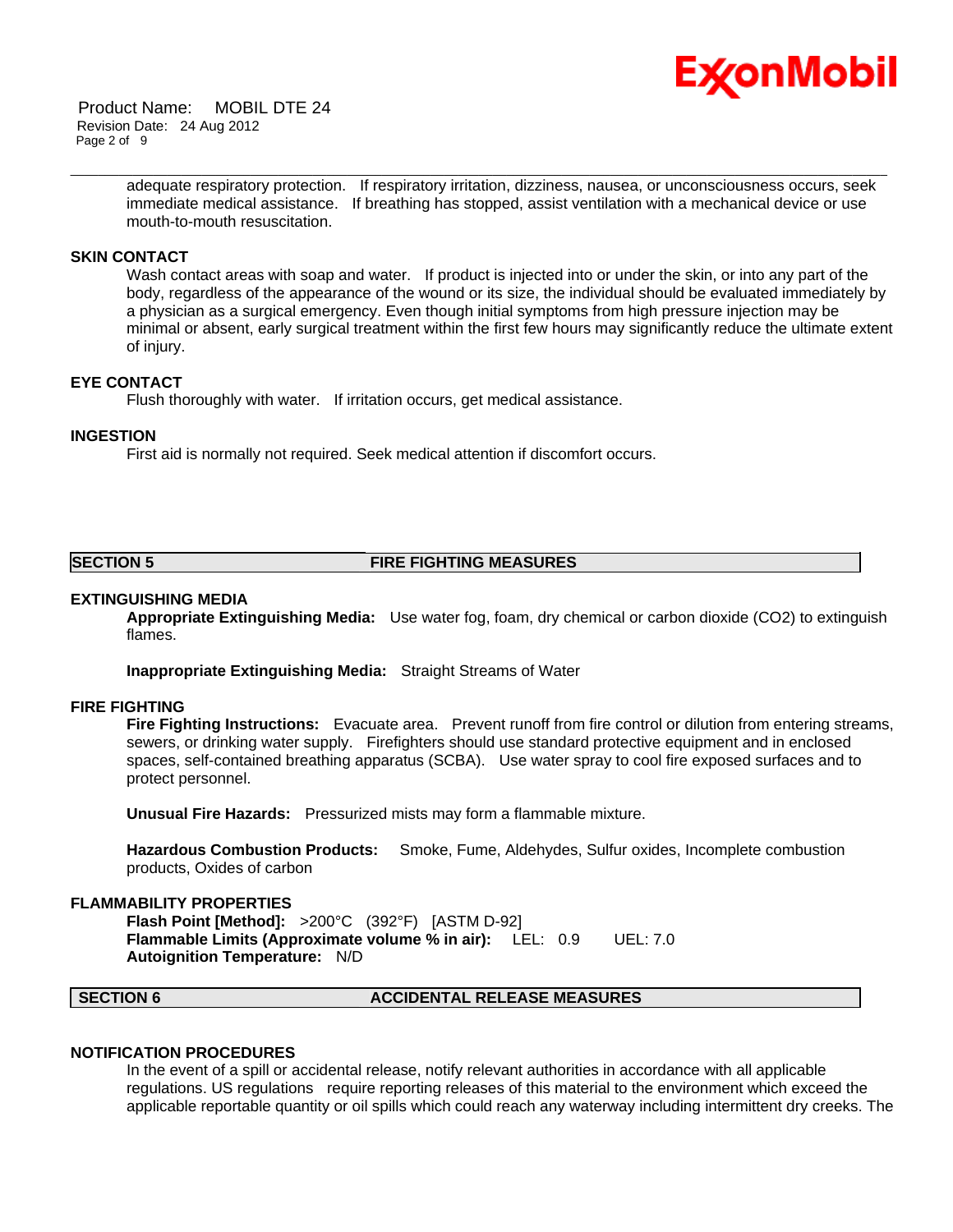adequate respiratory protection. If respiratory irritation, dizziness, nausea, or unconsciousness occurs, seek immediate medical assistance. If breathing has stopped, assist ventilation with a mechanical device or use mouth-to-mouth resuscitation.

### SKIN CONTACT

Wash contact areas with soap and water. If product is injected into or under the skin, or into any part of the body, regardless of the appearance of the wound or its size, the individual should be evaluated immediately by a physician as a surgical emergency. Even though initial symptoms from high pressure injection may be minimal or absent, early surgical treatment within the first few hours may significantly reduce the ultimate extent of injury.

### EYE CONTACT

Flush thoroughly with water. If irritation occurs, get medical assistance.

### INGESTION

First aid is normally not required. Seek medical attention if discomfort occurs.

## SECTION 5 FIRE FIGHTING MEASURES

### EXTINGUISHING MEDIA

**Appropriate Extinguishing Media:** Use water fog, foam, dry chemical or carbon dioxide ($CO_2$) to extinguish flames.

**Inappropriate Extinguishing Media:** Straight Streams of Water

### FIRE FIGHTING

**Fire Fighting Instructions:** Evacuate area. Prevent runoff from fire control or dilution from entering streams, sewers, or drinking water supply. Firefighters should use standard protective equipment and in enclosed spaces, self-contained breathing apparatus (SCBA). Use water spray to cool fire exposed surfaces and to protect personnel.

**Unusual Fire Hazards:** Pressurized mists may form a flammable mixture.

**Hazardous Combustion Products:** Smoke, Fume, Aldehydes, Sulfur oxides, Incomplete combustion products, Oxides of carbon

### FLAMMABILITY PROPERTIES

**Flash Point [Method]:** >200°C (392°F) [ASTM D-92]
**Flammable Limits (Approximate volume % in air):** LEL: 0.9 UEL: 7.0
**Autoignition Temperature:** N/D

## SECTION 6 ACCIDENTAL RELEASE MEASURES

### NOTIFICATION PROCEDURES

In the event of a spill or accidental release, notify relevant authorities in accordance with all applicable regulations. US regulations require reporting releases of this material to the environment which exceed the applicable reportable quantity or oil spills which could reach any waterway including intermittent dry creeks. The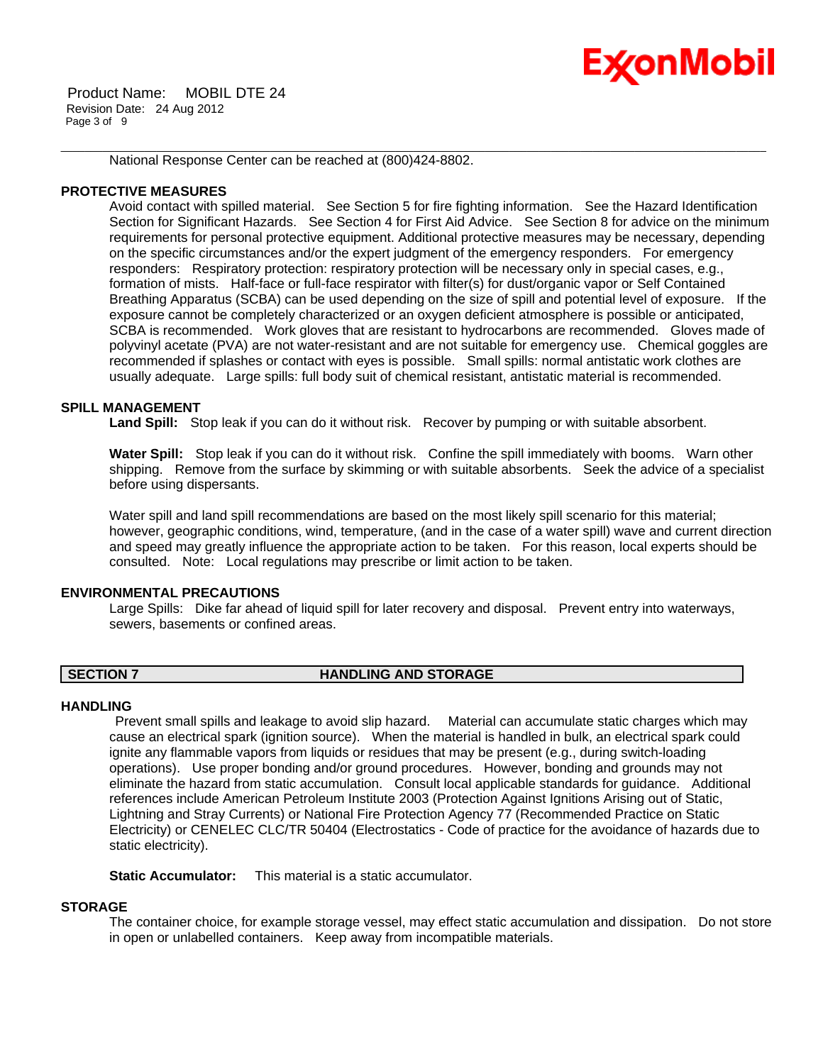National Response Center can be reached at (800)424-8802.

### PROTECTIVE MEASURES

Avoid contact with spilled material. See Section 5 for fire fighting information. See the Hazard Identification Section for Significant Hazards. See Section 4 for First Aid Advice. See Section 8 for advice on the minimum requirements for personal protective equipment. Additional protective measures may be necessary, depending on the specific circumstances and/or the expert judgment of the emergency responders. For emergency responders: Respiratory protection: respiratory protection will be necessary only in special cases, e.g., formation of mists. Half-face or full-face respirator with filter(s) for dust/organic vapor or Self Contained Breathing Apparatus (SCBA) can be used depending on the size of spill and potential level of exposure. If the exposure cannot be completely characterized or an oxygen deficient atmosphere is possible or anticipated, SCBA is recommended. Work gloves that are resistant to hydrocarbons are recommended. Gloves made of polyvinyl acetate (PVA) are not water-resistant and are not suitable for emergency use. Chemical goggles are recommended if splashes or contact with eyes is possible. Small spills: normal antistatic work clothes are usually adequate. Large spills: full body suit of chemical resistant, antistatic material is recommended.

### SPILL MANAGEMENT

**Land Spill:** Stop leak if you can do it without risk. Recover by pumping or with suitable absorbent.

**Water Spill:** Stop leak if you can do it without risk. Confine the spill immediately with booms. Warn other shipping. Remove from the surface by skimming or with suitable absorbents. Seek the advice of a specialist before using dispersants.

Water spill and land spill recommendations are based on the most likely spill scenario for this material; however, geographic conditions, wind, temperature, (and in the case of a water spill) wave and current direction and speed may greatly influence the appropriate action to be taken. For this reason, local experts should be consulted. Note: Local regulations may prescribe or limit action to be taken.

### ENVIRONMENTAL PRECAUTIONS

Large Spills: Dike far ahead of liquid spill for later recovery and disposal. Prevent entry into waterways, sewers, basements or confined areas.

## SECTION 7 HANDLING AND STORAGE

### HANDLING

Prevent small spills and leakage to avoid slip hazard. Material can accumulate static charges which may cause an electrical spark (ignition source). When the material is handled in bulk, an electrical spark could ignite any flammable vapors from liquids or residues that may be present (e.g., during switch-loading operations). Use proper bonding and/or ground procedures. However, bonding and grounds may not eliminate the hazard from static accumulation. Consult local applicable standards for guidance. Additional references include American Petroleum Institute 2003 (Protection Against Ignitions Arising out of Static, Lightning and Stray Currents) or National Fire Protection Agency 77 (Recommended Practice on Static Electricity) or CENELEC CLC/TR 50404 (Electrostatics - Code of practice for the avoidance of hazards due to static electricity).

**Static Accumulator:** This material is a static accumulator.

### STORAGE

The container choice, for example storage vessel, may effect static accumulation and dissipation. Do not store in open or unlabelled containers. Keep away from incompatible materials.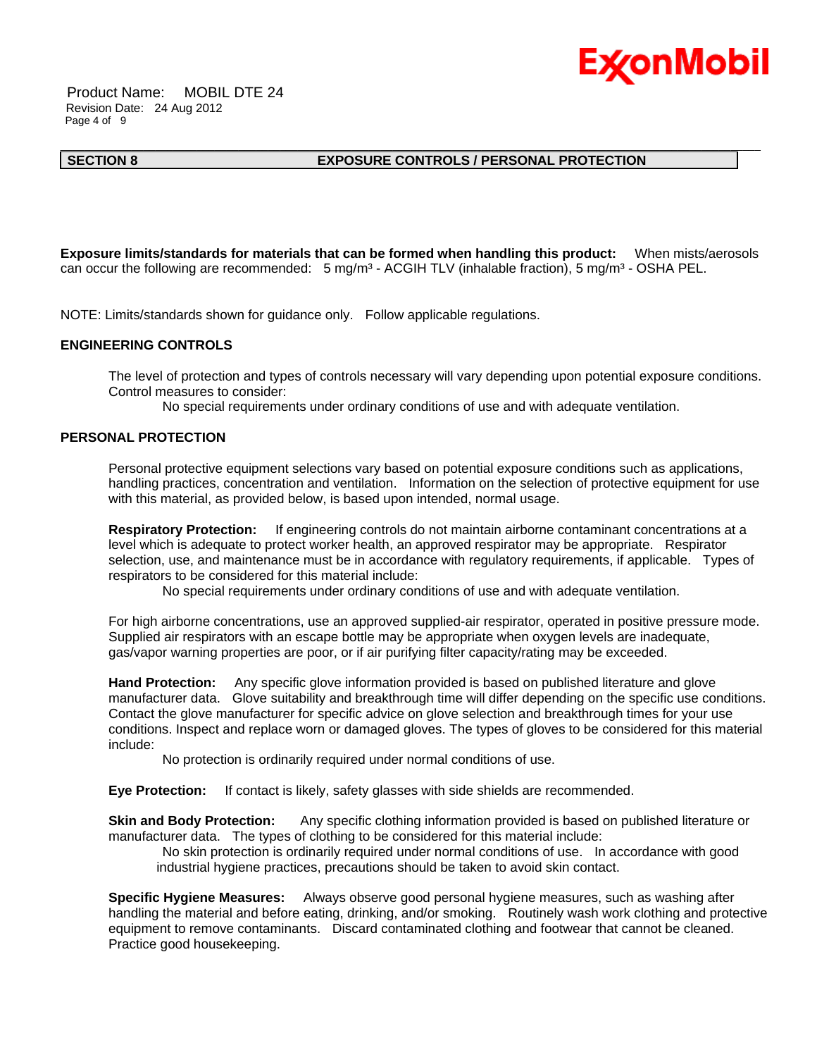## SECTION 8 EXPOSURE CONTROLS / PERSONAL PROTECTION

**Exposure limits/standards for materials that can be formed when handling this product:** When mists/aerosols can occur the following are recommended: 5 mg/m³ - ACGIH TLV (inhalable fraction), 5 mg/m³ - OSHA PEL.

NOTE: Limits/standards shown for guidance only. Follow applicable regulations.

### ENGINEERING CONTROLS

The level of protection and types of controls necessary will vary depending upon potential exposure conditions. Control measures to consider:

No special requirements under ordinary conditions of use and with adequate ventilation.

### PERSONAL PROTECTION

Personal protective equipment selections vary based on potential exposure conditions such as applications, handling practices, concentration and ventilation. Information on the selection of protective equipment for use with this material, as provided below, is based upon intended, normal usage.

**Respiratory Protection:** If engineering controls do not maintain airborne contaminant concentrations at a level which is adequate to protect worker health, an approved respirator may be appropriate. Respirator selection, use, and maintenance must be in accordance with regulatory requirements, if applicable. Types of respirators to be considered for this material include:

No special requirements under ordinary conditions of use and with adequate ventilation.

For high airborne concentrations, use an approved supplied-air respirator, operated in positive pressure mode. Supplied air respirators with an escape bottle may be appropriate when oxygen levels are inadequate, gas/vapor warning properties are poor, or if air purifying filter capacity/rating may be exceeded.

**Hand Protection:** Any specific glove information provided is based on published literature and glove manufacturer data. Glove suitability and breakthrough time will differ depending on the specific use conditions. Contact the glove manufacturer for specific advice on glove selection and breakthrough times for your use conditions. Inspect and replace worn or damaged gloves. The types of gloves to be considered for this material include:

No protection is ordinarily required under normal conditions of use.

**Eye Protection:** If contact is likely, safety glasses with side shields are recommended.

**Skin and Body Protection:** Any specific clothing information provided is based on published literature or manufacturer data. The types of clothing to be considered for this material include:

No skin protection is ordinarily required under normal conditions of use. In accordance with good industrial hygiene practices, precautions should be taken to avoid skin contact.

**Specific Hygiene Measures:** Always observe good personal hygiene measures, such as washing after handling the material and before eating, drinking, and/or smoking. Routinely wash work clothing and protective equipment to remove contaminants. Discard contaminated clothing and footwear that cannot be cleaned. Practice good housekeeping.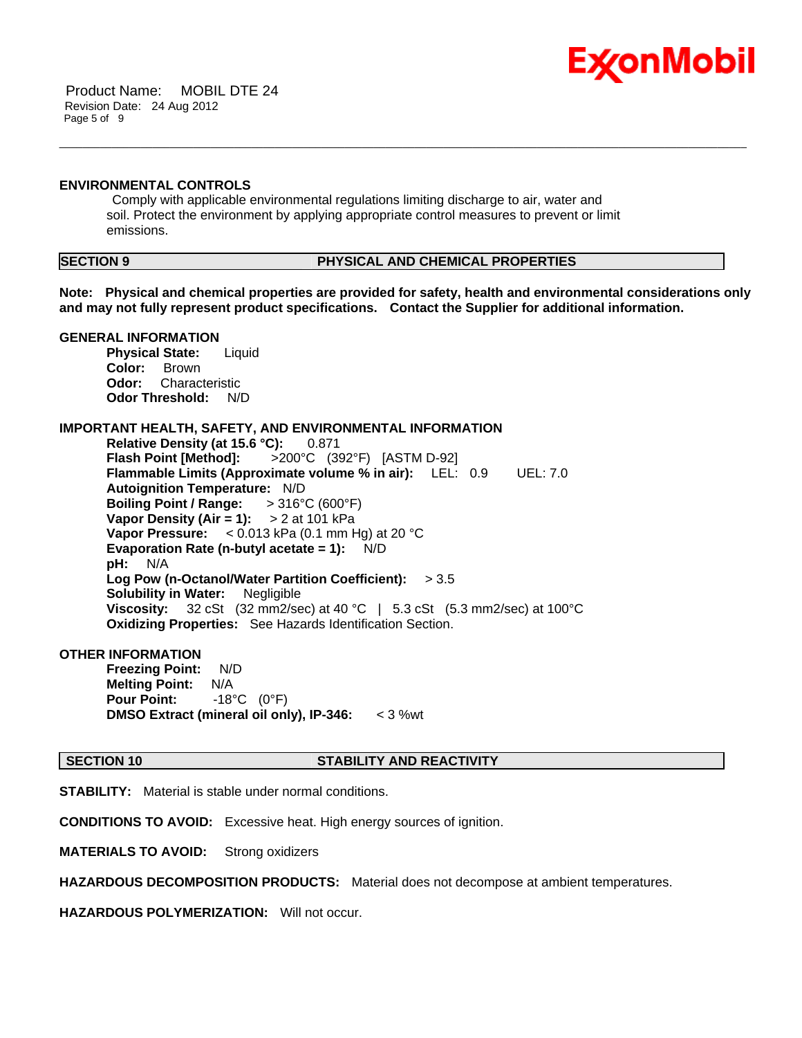### ENVIRONMENTAL CONTROLS

Comply with applicable environmental regulations limiting discharge to air, water and soil. Protect the environment by applying appropriate control measures to prevent or limit emissions.

## SECTION 9 PHYSICAL AND CHEMICAL PROPERTIES

**Note: Physical and chemical properties are provided for safety, health and environmental considerations only and may not fully represent product specifications. Contact the Supplier for additional information.**

### GENERAL INFORMATION

**Physical State:** Liquid
**Color:** Brown
**Odor:** Characteristic
**Odor Threshold:** N/D

### IMPORTANT HEALTH, SAFETY, AND ENVIRONMENTAL INFORMATION

**Relative Density (at 15.6 °C):** 0.871
**Flash Point [Method]:** >200°C (392°F) [ASTM D-92]
**Flammable Limits (Approximate volume % in air):** LEL: 0.9 UEL: 7.0
**Autoignition Temperature:** N/D
**Boiling Point / Range:** > 316°C (600°F)
**Vapor Density (Air = 1):** > 2 at 101 kPa
**Vapor Pressure:** < 0.013 kPa (0.1 mm Hg) at 20 °C
**Evaporation Rate (n-butyl acetate = 1):** N/D
**pH:** N/A
**Log Pow (n-Octanol/Water Partition Coefficient):** > 3.5
**Solubility in Water:** Negligible
**Viscosity:** 32 cSt (32 mm2/sec) at 40 °C | 5.3 cSt (5.3 mm2/sec) at 100°C
**Oxidizing Properties:** See Hazards Identification Section.

### OTHER INFORMATION

**Freezing Point:** N/D
**Melting Point:** N/A
**Pour Point:** -18°C (0°F)
**DMSO Extract (mineral oil only), IP-346:** < 3 %wt

## SECTION 10 STABILITY AND REACTIVITY

**STABILITY:** Material is stable under normal conditions.

**CONDITIONS TO AVOID:** Excessive heat. High energy sources of ignition.

**MATERIALS TO AVOID:** Strong oxidizers

**HAZARDOUS DECOMPOSITION PRODUCTS:** Material does not decompose at ambient temperatures.

**HAZARDOUS POLYMERIZATION:** Will not occur.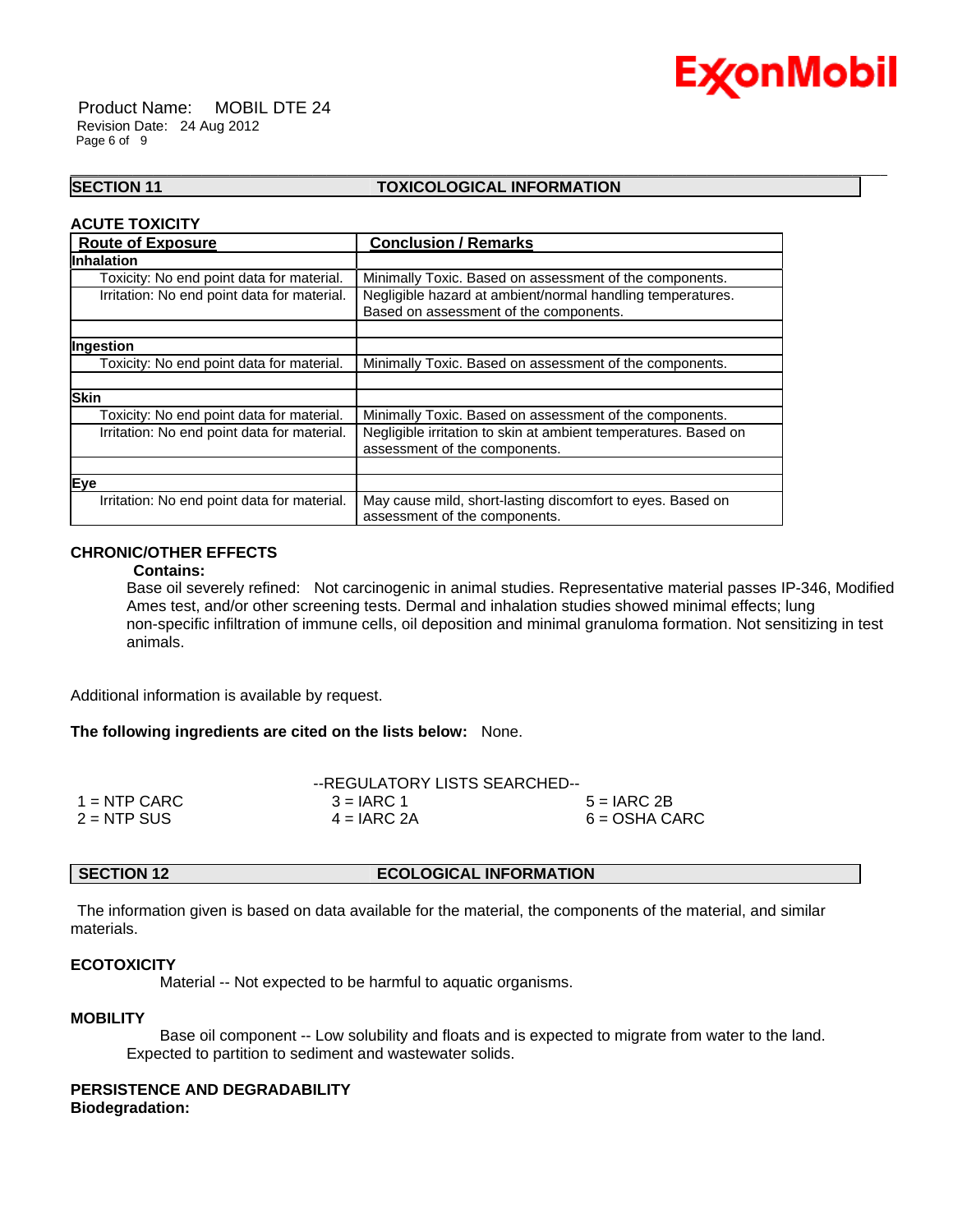## SECTION 11 TOXICOLOGICAL INFORMATION

**ACUTE TOXICITY**

| Route of Exposure | Conclusion / Remarks |
|---|---|
| **Inhalation** | |
| Toxicity: No end point data for material. | Minimally Toxic. Based on assessment of the components. |
| Irritation: No end point data for material. | Negligible hazard at ambient/normal handling temperatures. Based on assessment of the components. |
| | |
| **Ingestion** | |
| Toxicity: No end point data for material. | Minimally Toxic. Based on assessment of the components. |
| | |
| **Skin** | |
| Toxicity: No end point data for material. | Minimally Toxic. Based on assessment of the components. |
| Irritation: No end point data for material. | Negligible irritation to skin at ambient temperatures. Based on assessment of the components. |
| | |
| **Eye** | |
| Irritation: No end point data for material. | May cause mild, short-lasting discomfort to eyes. Based on assessment of the components. |

**CHRONIC/OTHER EFFECTS**

**Contains:**

Base oil severely refined: Not carcinogenic in animal studies. Representative material passes IP-346, Modified Ames test, and/or other screening tests. Dermal and inhalation studies showed minimal effects; lung non-specific infiltration of immune cells, oil deposition and minimal granuloma formation. Not sensitizing in test animals.

Additional information is available by request.

**The following ingredients are cited on the lists below:** None.

--REGULATORY LISTS SEARCHED--

| | | |
|---|---|---|
| 1 = NTP CARC | 3 = IARC 1 | 5 = IARC 2B |
| 2 = NTP SUS | 4 = IARC 2A | 6 = OSHA CARC |

## SECTION 12 ECOLOGICAL INFORMATION

The information given is based on data available for the material, the components of the material, and similar materials.

**ECOTOXICITY**

Material -- Not expected to be harmful to aquatic organisms.

**MOBILITY**

Base oil component -- Low solubility and floats and is expected to migrate from water to the land. Expected to partition to sediment and wastewater solids.

**PERSISTENCE AND DEGRADABILITY**

**Biodegradation:**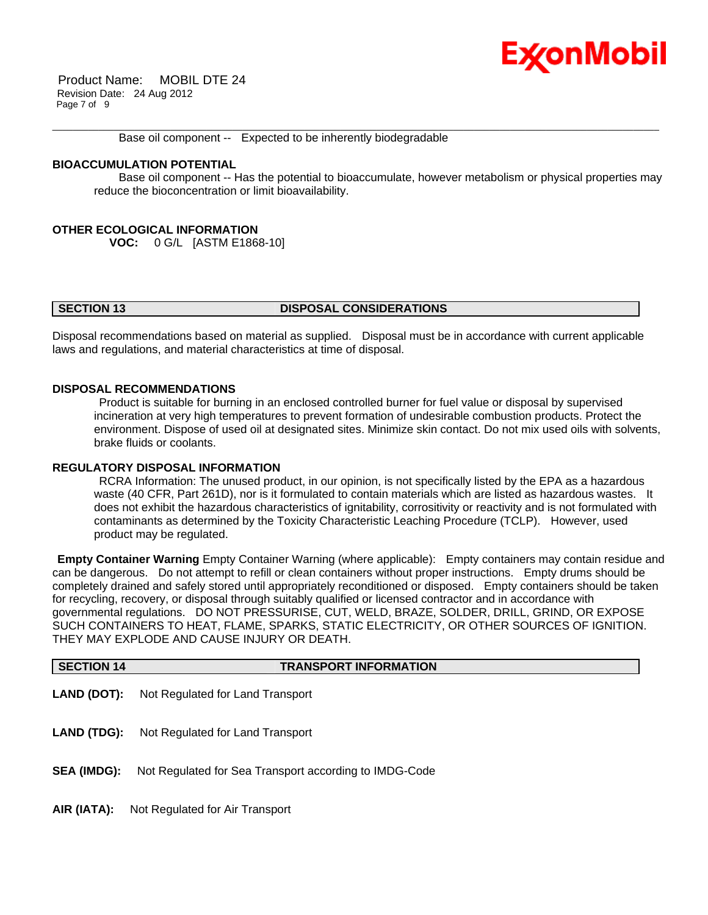Base oil component -- Expected to be inherently biodegradable

**BIOACCUMULATION POTENTIAL**

Base oil component -- Has the potential to bioaccumulate, however metabolism or physical properties may reduce the bioconcentration or limit bioavailability.

**OTHER ECOLOGICAL INFORMATION**

**VOC:** 0 G/L [ASTM E1868-10]

## SECTION 13 DISPOSAL CONSIDERATIONS

Disposal recommendations based on material as supplied. Disposal must be in accordance with current applicable laws and regulations, and material characteristics at time of disposal.

**DISPOSAL RECOMMENDATIONS**

Product is suitable for burning in an enclosed controlled burner for fuel value or disposal by supervised incineration at very high temperatures to prevent formation of undesirable combustion products. Protect the environment. Dispose of used oil at designated sites. Minimize skin contact. Do not mix used oils with solvents, brake fluids or coolants.

**REGULATORY DISPOSAL INFORMATION**

RCRA Information: The unused product, in our opinion, is not specifically listed by the EPA as a hazardous waste (40 CFR, Part 261D), nor is it formulated to contain materials which are listed as hazardous wastes. It does not exhibit the hazardous characteristics of ignitability, corrositivity or reactivity and is not formulated with contaminants as determined by the Toxicity Characteristic Leaching Procedure (TCLP). However, used product may be regulated.

**Empty Container Warning** Empty Container Warning (where applicable): Empty containers may contain residue and can be dangerous. Do not attempt to refill or clean containers without proper instructions. Empty drums should be completely drained and safely stored until appropriately reconditioned or disposed. Empty containers should be taken for recycling, recovery, or disposal through suitably qualified or licensed contractor and in accordance with governmental regulations. DO NOT PRESSURISE, CUT, WELD, BRAZE, SOLDER, DRILL, GRIND, OR EXPOSE SUCH CONTAINERS TO HEAT, FLAME, SPARKS, STATIC ELECTRICITY, OR OTHER SOURCES OF IGNITION. THEY MAY EXPLODE AND CAUSE INJURY OR DEATH.

## SECTION 14 TRANSPORT INFORMATION

**LAND (DOT):** Not Regulated for Land Transport

**LAND (TDG):** Not Regulated for Land Transport

**SEA (IMDG):** Not Regulated for Sea Transport according to IMDG-Code

**AIR (IATA):** Not Regulated for Air Transport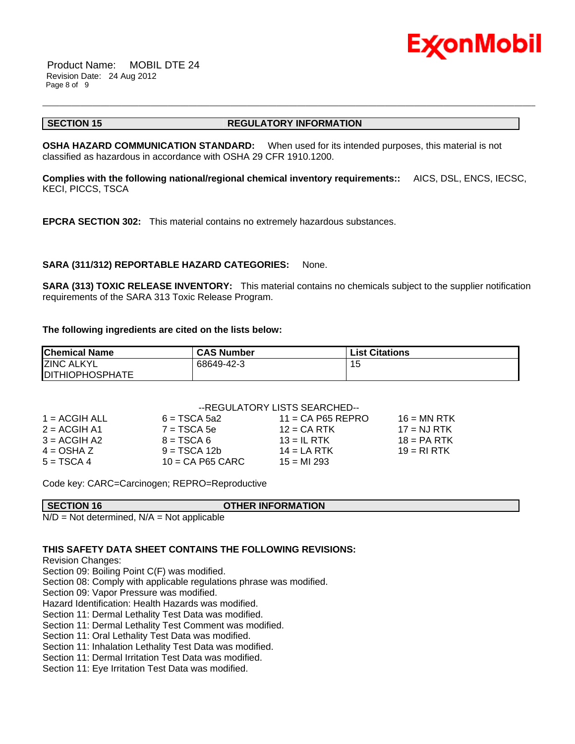## SECTION 15 REGULATORY INFORMATION

**OSHA HAZARD COMMUNICATION STANDARD:** When used for its intended purposes, this material is not classified as hazardous in accordance with OSHA 29 CFR 1910.1200.

**Complies with the following national/regional chemical inventory requirements::** AICS, DSL, ENCS, IECSC, KECI, PICCS, TSCA

**EPCRA SECTION 302:** This material contains no extremely hazardous substances.

**SARA (311/312) REPORTABLE HAZARD CATEGORIES:** None.

**SARA (313) TOXIC RELEASE INVENTORY:** This material contains no chemicals subject to the supplier notification requirements of the SARA 313 Toxic Release Program.

**The following ingredients are cited on the lists below:**

| Chemical Name | CAS Number | List Citations |
|---|---|---|
| ZINC ALKYL DITHIOPHOSPHATE | 68649-42-3 | 15 |

--REGULATORY LISTS SEARCHED--

| | | | |
|---|---|---|---|
| 1 = ACGIH ALL | 6 = TSCA 5a2 | 11 = CA P65 REPRO | 16 = MN RTK |
| 2 = ACGIH A1 | 7 = TSCA 5e | 12 = CA RTK | 17 = NJ RTK |
| 3 = ACGIH A2 | 8 = TSCA 6 | 13 = IL RTK | 18 = PA RTK |
| 4 = OSHA Z | 9 = TSCA 12b | 14 = LA RTK | 19 = RI RTK |
| 5 = TSCA 4 | 10 = CA P65 CARC | 15 = MI 293 | |

Code key: CARC=Carcinogen; REPRO=Reproductive

## SECTION 16 OTHER INFORMATION

N/D = Not determined, N/A = Not applicable

**THIS SAFETY DATA SHEET CONTAINS THE FOLLOWING REVISIONS:**

Revision Changes:
Section 09: Boiling Point C(F) was modified.
Section 08: Comply with applicable regulations phrase was modified.
Section 09: Vapor Pressure was modified.
Hazard Identification: Health Hazards was modified.
Section 11: Dermal Lethality Test Data was modified.
Section 11: Dermal Lethality Test Comment was modified.
Section 11: Oral Lethality Test Data was modified.
Section 11: Inhalation Lethality Test Data was modified.
Section 11: Dermal Irritation Test Data was modified.
Section 11: Eye Irritation Test Data was modified.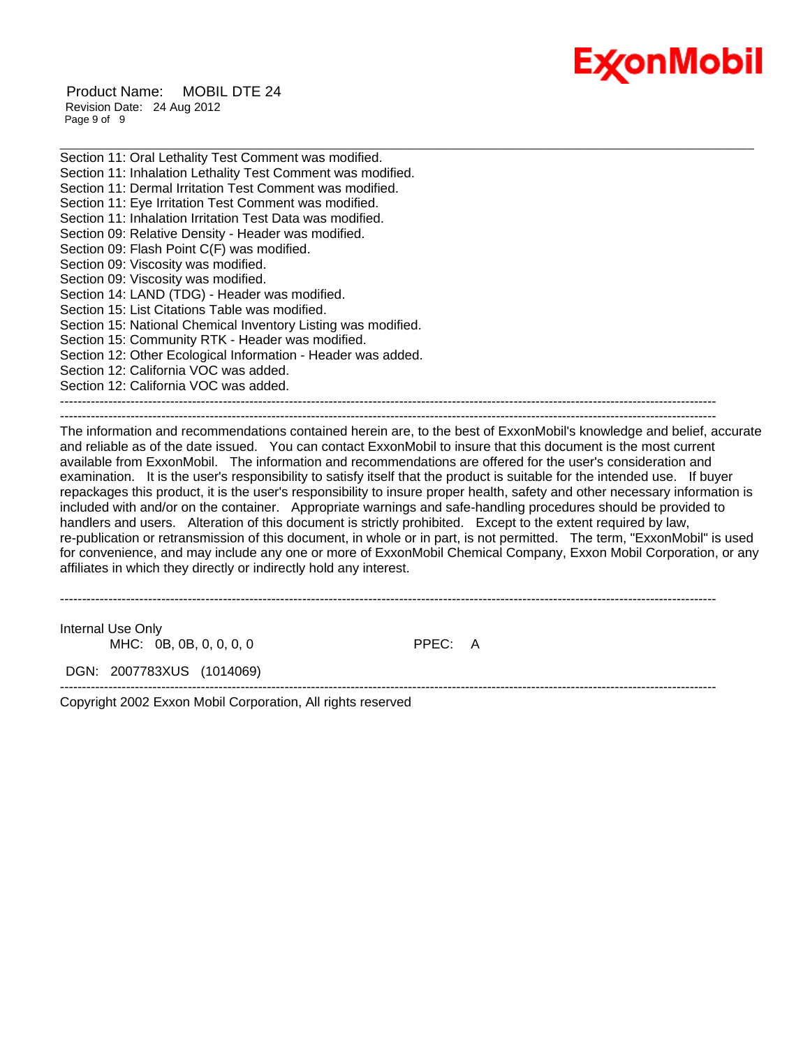Section 11: Oral Lethality Test Comment was modified.
Section 11: Inhalation Lethality Test Comment was modified.
Section 11: Dermal Irritation Test Comment was modified.
Section 11: Eye Irritation Test Comment was modified.
Section 11: Inhalation Irritation Test Data was modified.
Section 09: Relative Density - Header was modified.
Section 09: Flash Point C(F) was modified.
Section 09: Viscosity was modified.
Section 09: Viscosity was modified.
Section 14: LAND (TDG) - Header was modified.
Section 15: List Citations Table was modified.
Section 15: National Chemical Inventory Listing was modified.
Section 15: Community RTK - Header was modified.
Section 12: Other Ecological Information - Header was added.
Section 12: California VOC was added.
Section 12: California VOC was added.

---

The information and recommendations contained herein are, to the best of ExxonMobil's knowledge and belief, accurate and reliable as of the date issued. You can contact ExxonMobil to insure that this document is the most current available from ExxonMobil. The information and recommendations are offered for the user's consideration and examination. It is the user's responsibility to satisfy itself that the product is suitable for the intended use. If buyer repackages this product, it is the user's responsibility to insure proper health, safety and other necessary information is included with and/or on the container. Appropriate warnings and safe-handling procedures should be provided to handlers and users. Alteration of this document is strictly prohibited. Except to the extent required by law, re-publication or retransmission of this document, in whole or in part, is not permitted. The term, "ExxonMobil" is used for convenience, and may include any one or more of ExxonMobil Chemical Company, Exxon Mobil Corporation, or any affiliates in which they directly or indirectly hold any interest.

---

Internal Use Only
MHC: 0B, 0B, 0, 0, 0, 0 PPEC: A

DGN: 2007783XUS (1014069)

---

Copyright 2002 Exxon Mobil Corporation, All rights reserved